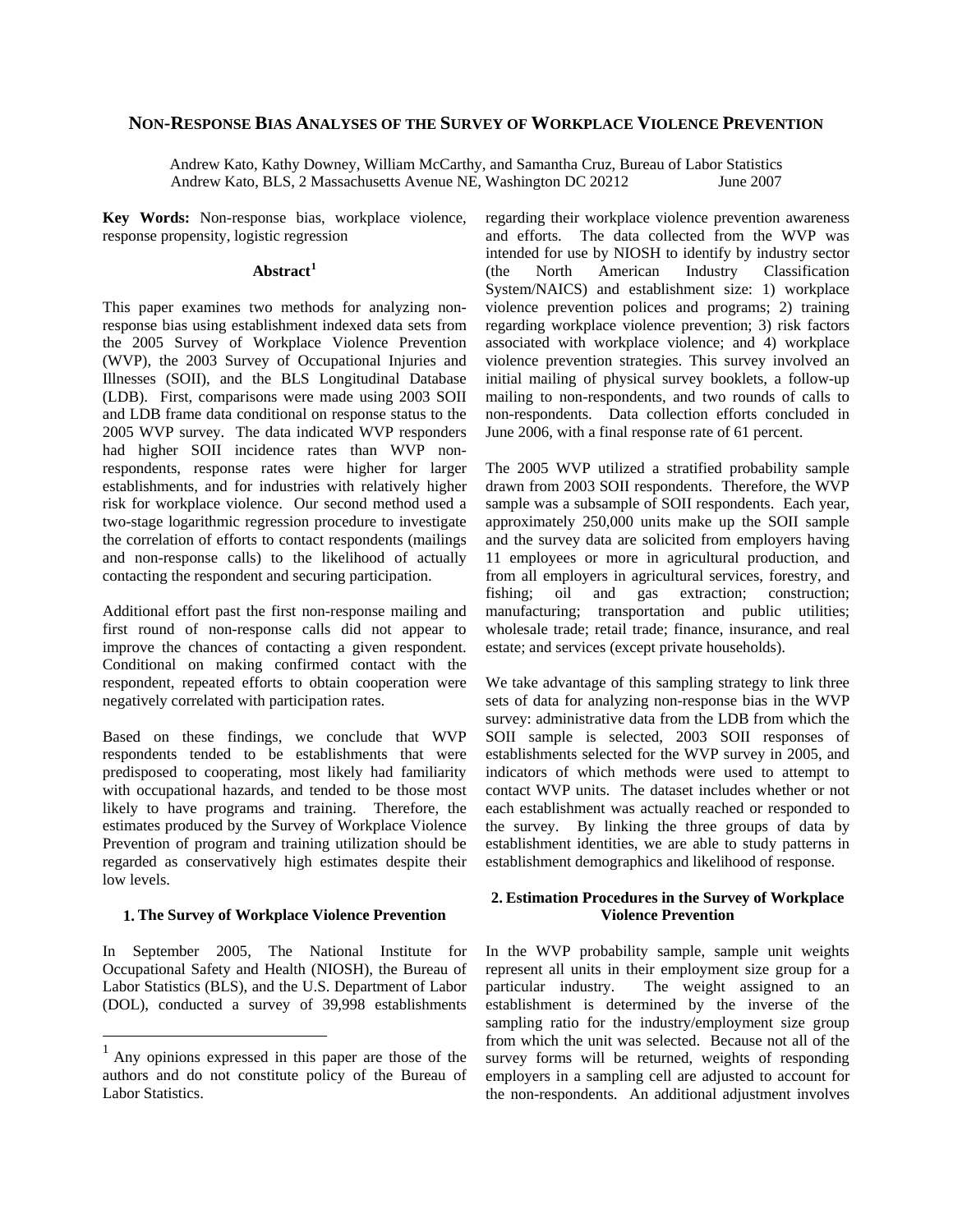# NON-RESPONSE BIAS ANALYSES OF THE SURVEY OF WORKPLACE VIOLENCE PREVENTION

Andrew Kato, Kathy Downey, William McCarthy, and Samantha Cruz, Bureau of Labor Statistics
Andrew Kato, BLS, 2 Massachusetts Avenue NE, Washington DC 20212 June 2007

**Key Words:** Non-response bias, workplace violence, response propensity, logistic regression

### Abstract[1]

This paper examines two methods for analyzing non-response bias using establishment indexed data sets from the 2005 Survey of Workplace Violence Prevention (WVP), the 2003 Survey of Occupational Injuries and Illnesses (SOII), and the BLS Longitudinal Database (LDB). First, comparisons were made using 2003 SOII and LDB frame data conditional on response status to the 2005 WVP survey. The data indicated WVP responders had higher SOII incidence rates than WVP non-respondents, response rates were higher for larger establishments, and for industries with relatively higher risk for workplace violence. Our second method used a two-stage logarithmic regression procedure to investigate the correlation of efforts to contact respondents (mailings and non-response calls) to the likelihood of actually contacting the respondent and securing participation.

Additional effort past the first non-response mailing and first round of non-response calls did not appear to improve the chances of contacting a given respondent. Conditional on making confirmed contact with the respondent, repeated efforts to obtain cooperation were negatively correlated with participation rates.

Based on these findings, we conclude that WVP respondents tended to be establishments that were predisposed to cooperating, most likely had familiarity with occupational hazards, and tended to be those most likely to have programs and training. Therefore, the estimates produced by the Survey of Workplace Violence Prevention of program and training utilization should be regarded as conservatively high estimates despite their low levels.

### 1. The Survey of Workplace Violence Prevention

In September 2005, The National Institute for Occupational Safety and Health (NIOSH), the Bureau of Labor Statistics (BLS), and the U.S. Department of Labor (DOL), conducted a survey of 39,998 establishments regarding their workplace violence prevention awareness and efforts. The data collected from the WVP was intended for use by NIOSH to identify by industry sector (the North American Industry Classification System/NAICS) and establishment size: 1) workplace violence prevention polices and programs; 2) training regarding workplace violence prevention; 3) risk factors associated with workplace violence; and 4) workplace violence prevention strategies. This survey involved an initial mailing of physical survey booklets, a follow-up mailing to non-respondents, and two rounds of calls to non-respondents. Data collection efforts concluded in June 2006, with a final response rate of 61 percent.

The 2005 WVP utilized a stratified probability sample drawn from 2003 SOII respondents. Therefore, the WVP sample was a subsample of SOII respondents. Each year, approximately 250,000 units make up the SOII sample and the survey data are solicited from employers having 11 employees or more in agricultural production, and from all employers in agricultural services, forestry, and fishing; oil and gas extraction; construction; manufacturing; transportation and public utilities; wholesale trade; retail trade; finance, insurance, and real estate; and services (except private households).

We take advantage of this sampling strategy to link three sets of data for analyzing non-response bias in the WVP survey: administrative data from the LDB from which the SOII sample is selected, 2003 SOII responses of establishments selected for the WVP survey in 2005, and indicators of which methods were used to attempt to contact WVP units. The dataset includes whether or not each establishment was actually reached or responded to the survey. By linking the three groups of data by establishment identities, we are able to study patterns in establishment demographics and likelihood of response.

### 2. Estimation Procedures in the Survey of Workplace Violence Prevention

In the WVP probability sample, sample unit weights represent all units in their employment size group for a particular industry. The weight assigned to an establishment is determined by the inverse of the sampling ratio for the industry/employment size group from which the unit was selected. Because not all of the survey forms will be returned, weights of responding employers in a sampling cell are adjusted to account for the non-respondents. An additional adjustment involves

[1] Any opinions expressed in this paper are those of the authors and do not constitute policy of the Bureau of Labor Statistics.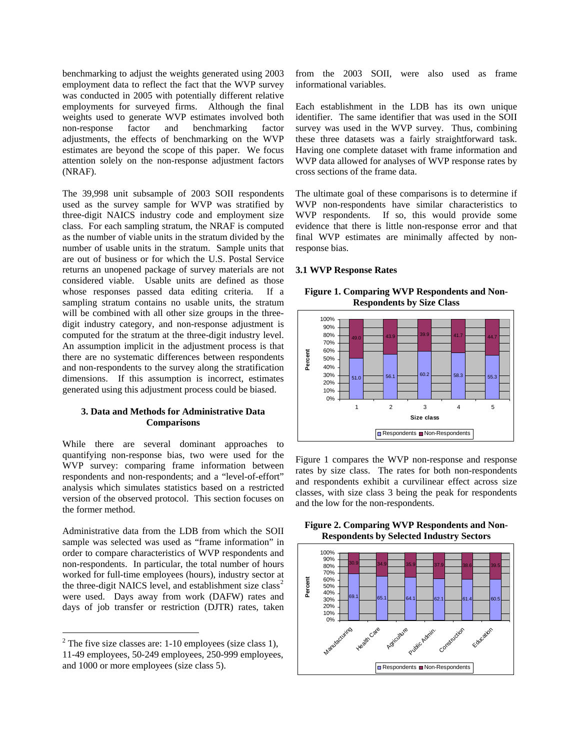benchmarking to adjust the weights generated using 2003 employment data to reflect the fact that the WVP survey was conducted in 2005 with potentially different relative employments for surveyed firms. Although the final weights used to generate WVP estimates involved both non-response factor and benchmarking factor adjustments, the effects of benchmarking on the WVP estimates are beyond the scope of this paper. We focus attention solely on the non-response adjustment factors (NRAF).

The 39,998 unit subsample of 2003 SOII respondents used as the survey sample for WVP was stratified by three-digit NAICS industry code and employment size class. For each sampling stratum, the NRAF is computed as the number of viable units in the stratum divided by the number of usable units in the stratum. Sample units that are out of business or for which the U.S. Postal Service returns an unopened package of survey materials are not considered viable. Usable units are defined as those whose responses passed data editing criteria. If a sampling stratum contains no usable units, the stratum will be combined with all other size groups in the three-digit industry category, and non-response adjustment is computed for the stratum at the three-digit industry level. An assumption implicit in the adjustment process is that there are no systematic differences between respondents and non-respondents to the survey along the stratification dimensions. If this assumption is incorrect, estimates generated using this adjustment process could be biased.

## 3. Data and Methods for Administrative Data Comparisons

While there are several dominant approaches to quantifying non-response bias, two were used for the WVP survey: comparing frame information between respondents and non-respondents; and a "level-of-effort" analysis which simulates statistics based on a restricted version of the observed protocol. This section focuses on the former method.

Administrative data from the LDB from which the SOII sample was selected was used as "frame information" in order to compare characteristics of WVP respondents and non-respondents. In particular, the total number of hours worked for full-time employees (hours), industry sector at the three-digit NAICS level, and establishment size class[2] were used. Days away from work (DAFW) rates and days of job transfer or restriction (DJTR) rates, taken from the 2003 SOII, were also used as frame informational variables.

Each establishment in the LDB has its own unique identifier. The same identifier that was used in the SOII survey was used in the WVP survey. Thus, combining these three datasets was a fairly straightforward task. Having one complete dataset with frame information and WVP data allowed for analyses of WVP response rates by cross sections of the frame data.

The ultimate goal of these comparisons is to determine if WVP non-respondents have similar characteristics to WVP respondents. If so, this would provide some evidence that there is little non-response error and that final WVP estimates are minimally affected by non-response bias.

### 3.1 WVP Response Rates

**Figure 1. Comparing WVP Respondents and Non-Respondents by Size Class**

| Size class | Respondents (%) | Non-Respondents (%) |
|---|---|---|
| 1 | 51.0 | 49.0 |
| 2 | 56.1 | 43.9 |
| 3 | 60.2 | 39.9 |
| 4 | 58.3 | 41.7 |
| 5 | 55.3 | 44.7 |

Figure 1 compares the WVP non-response and response rates by size class. The rates for both non-respondents and respondents exhibit a curvilinear effect across size classes, with size class 3 being the peak for respondents and the low for the non-respondents.

**Figure 2. Comparing WVP Respondents and Non-Respondents by Selected Industry Sectors**

| Industry | Respondents (%) | Non-Respondents (%) |
|---|---|---|
| Manufacturing | 69.1 | 30.9 |
| Health Care | 65.1 | 34.9 |
| Agriculture | 64.1 | 35.9 |
| Public Admin. | 62.1 | 37.9 |
| Construction | 61.4 | 38.6 |
| Education | 60.5 | 39.5 |

[2] The five size classes are: 1-10 employees (size class 1), 11-49 employees, 50-249 employees, 250-999 employees, and 1000 or more employees (size class 5).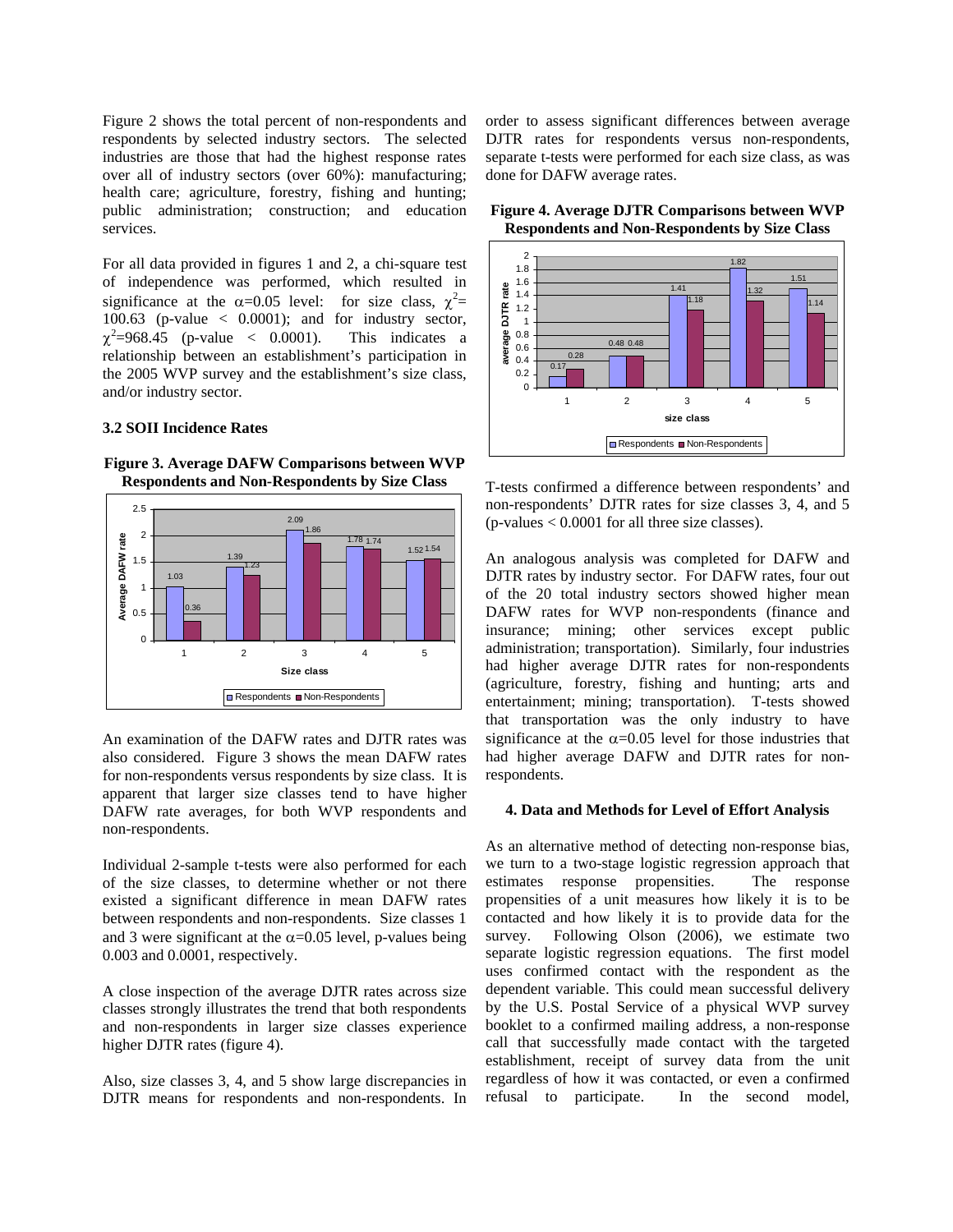Figure 2 shows the total percent of non-respondents and respondents by selected industry sectors. The selected industries are those that had the highest response rates over all of industry sectors (over 60%): manufacturing; health care; agriculture, forestry, fishing and hunting; public administration; construction; and education services.

For all data provided in figures 1 and 2, a chi-square test of independence was performed, which resulted in significance at the $\alpha$=0.05 level: for size class, $\chi^2$= 100.63 (p-value < 0.0001); and for industry sector, $\chi^2$=968.45 (p-value < 0.0001). This indicates a relationship between an establishment's participation in the 2005 WVP survey and the establishment's size class, and/or industry sector.

### 3.2 SOII Incidence Rates

**Figure 3. Average DAFW Comparisons between WVP Respondents and Non-Respondents by Size Class**

An examination of the DAFW rates and DJTR rates was also considered. Figure 3 shows the mean DAFW rates for non-respondents versus respondents by size class. It is apparent that larger size classes tend to have higher DAFW rate averages, for both WVP respondents and non-respondents.

Individual 2-sample t-tests were also performed for each of the size classes, to determine whether or not there existed a significant difference in mean DAFW rates between respondents and non-respondents. Size classes 1 and 3 were significant at the $\alpha$=0.05 level, p-values being 0.003 and 0.0001, respectively.

A close inspection of the average DJTR rates across size classes strongly illustrates the trend that both respondents and non-respondents in larger size classes experience higher DJTR rates (figure 4).

Also, size classes 3, 4, and 5 show large discrepancies in DJTR means for respondents and non-respondents. In order to assess significant differences between average DJTR rates for respondents versus non-respondents, separate t-tests were performed for each size class, as was done for DAFW average rates.

**Figure 4. Average DJTR Comparisons between WVP Respondents and Non-Respondents by Size Class**

T-tests confirmed a difference between respondents' and non-respondents' DJTR rates for size classes 3, 4, and 5 (p-values < 0.0001 for all three size classes).

An analogous analysis was completed for DAFW and DJTR rates by industry sector. For DAFW rates, four out of the 20 total industry sectors showed higher mean DAFW rates for WVP non-respondents (finance and insurance; mining; other services except public administration; transportation). Similarly, four industries had higher average DJTR rates for non-respondents (agriculture, forestry, fishing and hunting; arts and entertainment; mining; transportation). T-tests showed that transportation was the only industry to have significance at the $\alpha$=0.05 level for those industries that had higher average DAFW and DJTR rates for non-respondents.

### 4. Data and Methods for Level of Effort Analysis

As an alternative method of detecting non-response bias, we turn to a two-stage logistic regression approach that estimates response propensities. The response propensities of a unit measures how likely it is to be contacted and how likely it is to provide data for the survey. Following Olson (2006), we estimate two separate logistic regression equations. The first model uses confirmed contact with the respondent as the dependent variable. This could mean successful delivery by the U.S. Postal Service of a physical WVP survey booklet to a confirmed mailing address, a non-response call that successfully made contact with the targeted establishment, receipt of survey data from the unit regardless of how it was contacted, or even a confirmed refusal to participate. In the second model,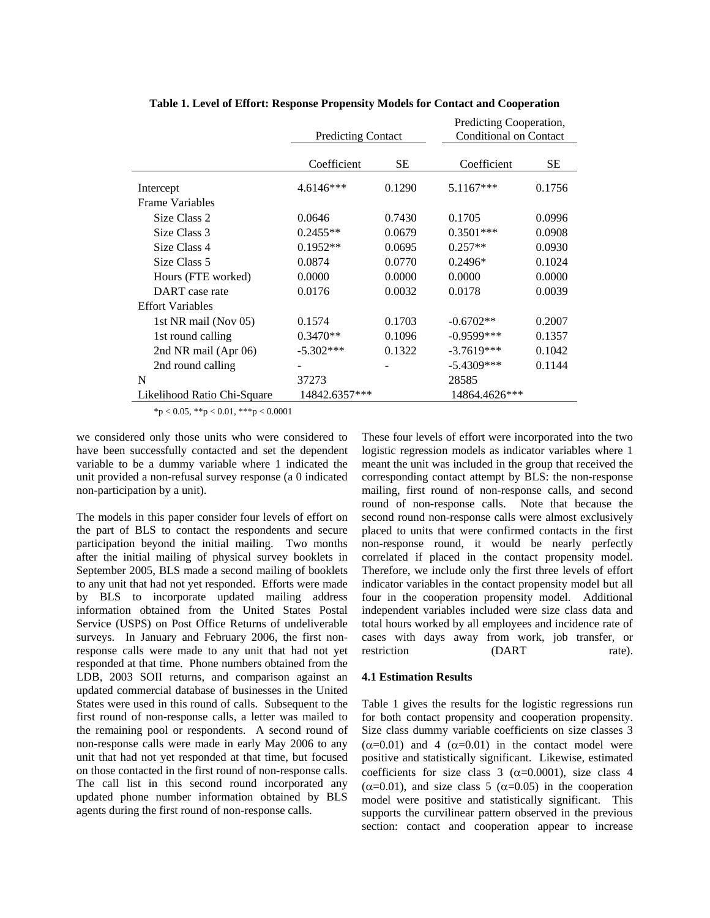**Table 1. Level of Effort: Response Propensity Models for Contact and Cooperation**

| | Predicting Contact | | Predicting Cooperation, Conditional on Contact | |
|---|---|---|---|---|
| | Coefficient | SE | Coefficient | SE |
| Intercept | 4.6146*** | 0.1290 | 5.1167*** | 0.1756 |
| Frame Variables | | | | |
| Size Class 2 | 0.0646 | 0.7430 | 0.1705 | 0.0996 |
| Size Class 3 | 0.2455** | 0.0679 | 0.3501*** | 0.0908 |
| Size Class 4 | 0.1952** | 0.0695 | 0.257** | 0.0930 |
| Size Class 5 | 0.0874 | 0.0770 | 0.2496* | 0.1024 |
| Hours (FTE worked) | 0.0000 | 0.0000 | 0.0000 | 0.0000 |
| DART case rate | 0.0176 | 0.0032 | 0.0178 | 0.0039 |
| Effort Variables | | | | |
| 1st NR mail (Nov 05) | 0.1574 | 0.1703 | -0.6702** | 0.2007 |
| 1st round calling | 0.3470** | 0.1096 | -0.9599*** | 0.1357 |
| 2nd NR mail (Apr 06) | -5.302*** | 0.1322 | -3.7619*** | 0.1042 |
| 2nd round calling | - | - | -5.4309*** | 0.1144 |
| N | 37273 | | 28585 | |
| Likelihood Ratio Chi-Square | 14842.6357*** | | 14864.4626*** | |

*p < 0.05, **p < 0.01, ***p < 0.0001

we considered only those units who were considered to have been successfully contacted and set the dependent variable to be a dummy variable where 1 indicated the unit provided a non-refusal survey response (a 0 indicated non-participation by a unit).

The models in this paper consider four levels of effort on the part of BLS to contact the respondents and secure participation beyond the initial mailing. Two months after the initial mailing of physical survey booklets in September 2005, BLS made a second mailing of booklets to any unit that had not yet responded. Efforts were made by BLS to incorporate updated mailing address information obtained from the United States Postal Service (USPS) on Post Office Returns of undeliverable surveys. In January and February 2006, the first non-response calls were made to any unit that had not yet responded at that time. Phone numbers obtained from the LDB, 2003 SOII returns, and comparison against an updated commercial database of businesses in the United States were used in this round of calls. Subsequent to the first round of non-response calls, a letter was mailed to the remaining pool or respondents. A second round of non-response calls were made in early May 2006 to any unit that had not yet responded at that time, but focused on those contacted in the first round of non-response calls. The call list in this second round incorporated any updated phone number information obtained by BLS agents during the first round of non-response calls.

These four levels of effort were incorporated into the two logistic regression models as indicator variables where 1 meant the unit was included in the group that received the corresponding contact attempt by BLS: the non-response mailing, first round of non-response calls, and second round of non-response calls. Note that because the second round non-response calls were almost exclusively placed to units that were confirmed contacts in the first non-response round, it would be nearly perfectly correlated if placed in the contact propensity model. Therefore, we include only the first three levels of effort indicator variables in the contact propensity model but all four in the cooperation propensity model. Additional independent variables included were size class data and total hours worked by all employees and incidence rate of cases with days away from work, job transfer, or restriction (DART rate).

### 4.1 Estimation Results

Table 1 gives the results for the logistic regressions run for both contact propensity and cooperation propensity. Size class dummy variable coefficients on size classes 3 ($\alpha$=0.01) and 4 ($\alpha$=0.01) in the contact model were positive and statistically significant. Likewise, estimated coefficients for size class 3 ($\alpha$=0.0001), size class 4 ($\alpha$=0.01), and size class 5 ($\alpha$=0.05) in the cooperation model were positive and statistically significant. This supports the curvilinear pattern observed in the previous section: contact and cooperation appear to increase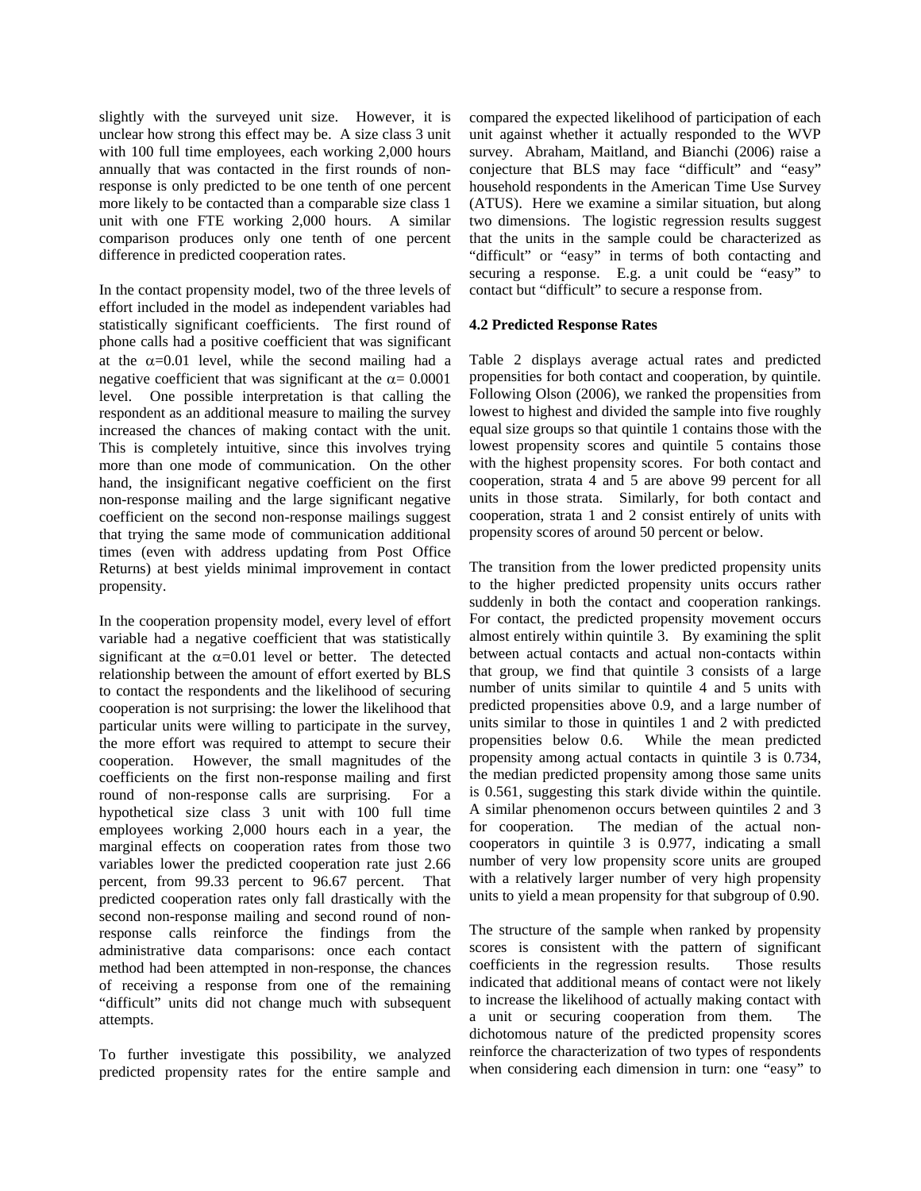slightly with the surveyed unit size. However, it is unclear how strong this effect may be. A size class 3 unit with 100 full time employees, each working 2,000 hours annually that was contacted in the first rounds of non-response is only predicted to be one tenth of one percent more likely to be contacted than a comparable size class 1 unit with one FTE working 2,000 hours. A similar comparison produces only one tenth of one percent difference in predicted cooperation rates.

In the contact propensity model, two of the three levels of effort included in the model as independent variables had statistically significant coefficients. The first round of phone calls had a positive coefficient that was significant at the $\alpha$=0.01 level, while the second mailing had a negative coefficient that was significant at the $\alpha$= 0.0001 level. One possible interpretation is that calling the respondent as an additional measure to mailing the survey increased the chances of making contact with the unit. This is completely intuitive, since this involves trying more than one mode of communication. On the other hand, the insignificant negative coefficient on the first non-response mailing and the large significant negative coefficient on the second non-response mailings suggest that trying the same mode of communication additional times (even with address updating from Post Office Returns) at best yields minimal improvement in contact propensity.

In the cooperation propensity model, every level of effort variable had a negative coefficient that was statistically significant at the $\alpha$=0.01 level or better. The detected relationship between the amount of effort exerted by BLS to contact the respondents and the likelihood of securing cooperation is not surprising: the lower the likelihood that particular units were willing to participate in the survey, the more effort was required to attempt to secure their cooperation. However, the small magnitudes of the coefficients on the first non-response mailing and first round of non-response calls are surprising. For a hypothetical size class 3 unit with 100 full time employees working 2,000 hours each in a year, the marginal effects on cooperation rates from those two variables lower the predicted cooperation rate just 2.66 percent, from 99.33 percent to 96.67 percent. That predicted cooperation rates only fall drastically with the second non-response mailing and second round of non-response calls reinforce the findings from the administrative data comparisons: once each contact method had been attempted in non-response, the chances of receiving a response from one of the remaining "difficult" units did not change much with subsequent attempts.

To further investigate this possibility, we analyzed predicted propensity rates for the entire sample and compared the expected likelihood of participation of each unit against whether it actually responded to the WVP survey. Abraham, Maitland, and Bianchi (2006) raise a conjecture that BLS may face "difficult" and "easy" household respondents in the American Time Use Survey (ATUS). Here we examine a similar situation, but along two dimensions. The logistic regression results suggest that the units in the sample could be characterized as "difficult" or "easy" in terms of both contacting and securing a response. E.g. a unit could be "easy" to contact but "difficult" to secure a response from.

**4.2 Predicted Response Rates**

Table 2 displays average actual rates and predicted propensities for both contact and cooperation, by quintile. Following Olson (2006), we ranked the propensities from lowest to highest and divided the sample into five roughly equal size groups so that quintile 1 contains those with the lowest propensity scores and quintile 5 contains those with the highest propensity scores. For both contact and cooperation, strata 4 and 5 are above 99 percent for all units in those strata. Similarly, for both contact and cooperation, strata 1 and 2 consist entirely of units with propensity scores of around 50 percent or below.

The transition from the lower predicted propensity units to the higher predicted propensity units occurs rather suddenly in both the contact and cooperation rankings. For contact, the predicted propensity movement occurs almost entirely within quintile 3. By examining the split between actual contacts and actual non-contacts within that group, we find that quintile 3 consists of a large number of units similar to quintile 4 and 5 units with predicted propensities above 0.9, and a large number of units similar to those in quintiles 1 and 2 with predicted propensities below 0.6. While the mean predicted propensity among actual contacts in quintile 3 is 0.734, the median predicted propensity among those same units is 0.561, suggesting this stark divide within the quintile. A similar phenomenon occurs between quintiles 2 and 3 for cooperation. The median of the actual non-cooperators in quintile 3 is 0.977, indicating a small number of very low propensity score units are grouped with a relatively larger number of very high propensity units to yield a mean propensity for that subgroup of 0.90.

The structure of the sample when ranked by propensity scores is consistent with the pattern of significant coefficients in the regression results. Those results indicated that additional means of contact were not likely to increase the likelihood of actually making contact with a unit or securing cooperation from them. The dichotomous nature of the predicted propensity scores reinforce the characterization of two types of respondents when considering each dimension in turn: one "easy" to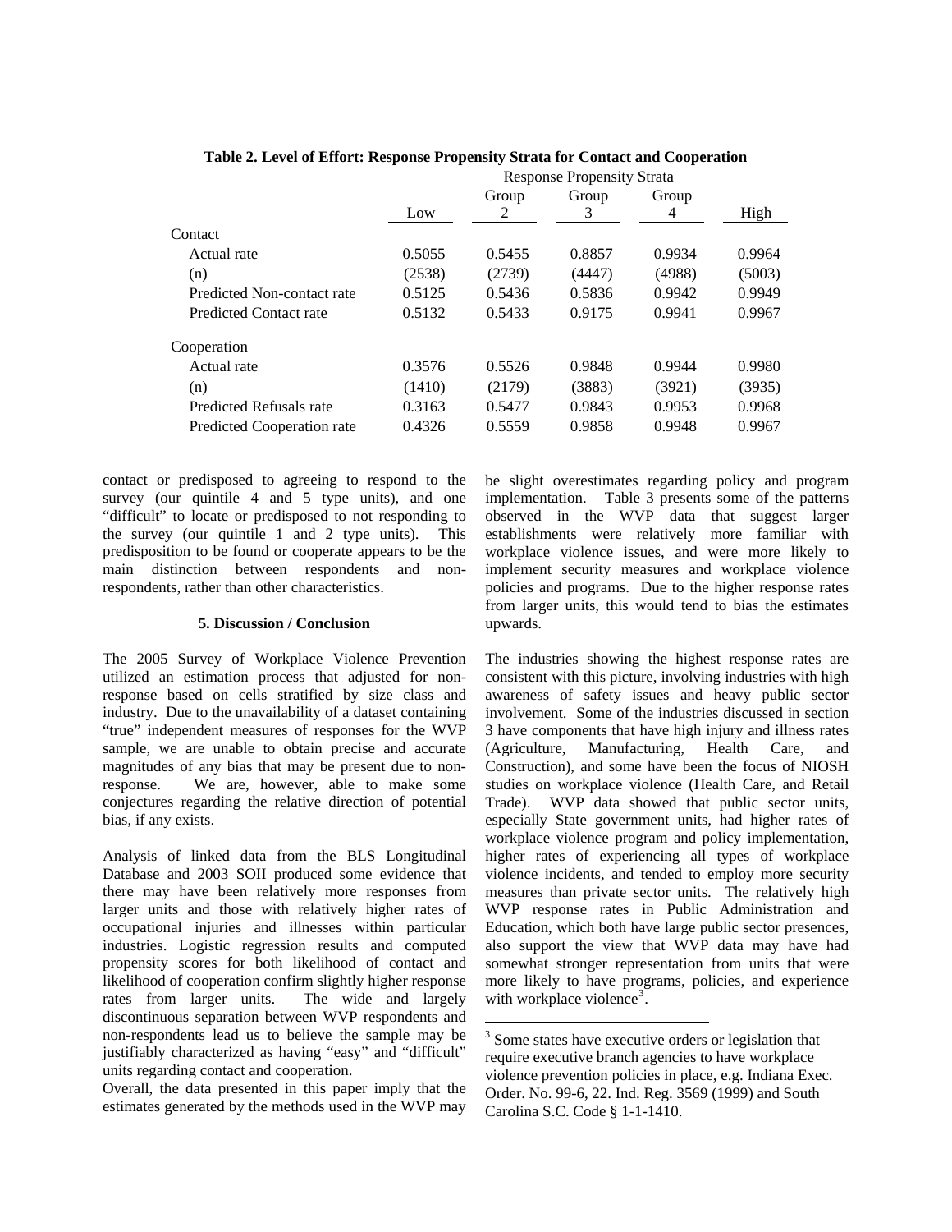**Table 2. Level of Effort: Response Propensity Strata for Contact and Cooperation**

| | Response Propensity Strata | | | | |
|---|---|---|---|---|---|
| | Low | Group 2 | Group 3 | Group 4 | High |
| Contact | | | | | |
| Actual rate | 0.5055 | 0.5455 | 0.8857 | 0.9934 | 0.9964 |
| (n) | (2538) | (2739) | (4447) | (4988) | (5003) |
| Predicted Non-contact rate | 0.5125 | 0.5436 | 0.5836 | 0.9942 | 0.9949 |
| Predicted Contact rate | 0.5132 | 0.5433 | 0.9175 | 0.9941 | 0.9967 |
| Cooperation | | | | | |
| Actual rate | 0.3576 | 0.5526 | 0.9848 | 0.9944 | 0.9980 |
| (n) | (1410) | (2179) | (3883) | (3921) | (3935) |
| Predicted Refusals rate | 0.3163 | 0.5477 | 0.9843 | 0.9953 | 0.9968 |
| Predicted Cooperation rate | 0.4326 | 0.5559 | 0.9858 | 0.9948 | 0.9967 |

contact or predisposed to agreeing to respond to the survey (our quintile 4 and 5 type units), and one "difficult" to locate or predisposed to not responding to the survey (our quintile 1 and 2 type units). This predisposition to be found or cooperate appears to be the main distinction between respondents and non-respondents, rather than other characteristics.

## 5. Discussion / Conclusion

The 2005 Survey of Workplace Violence Prevention utilized an estimation process that adjusted for non-response based on cells stratified by size class and industry. Due to the unavailability of a dataset containing "true" independent measures of responses for the WVP sample, we are unable to obtain precise and accurate magnitudes of any bias that may be present due to non-response. We are, however, able to make some conjectures regarding the relative direction of potential bias, if any exists.

Analysis of linked data from the BLS Longitudinal Database and 2003 SOII produced some evidence that there may have been relatively more responses from larger units and those with relatively higher rates of occupational injuries and illnesses within particular industries. Logistic regression results and computed propensity scores for both likelihood of contact and likelihood of cooperation confirm slightly higher response rates from larger units. The wide and largely discontinuous separation between WVP respondents and non-respondents lead us to believe the sample may be justifiably characterized as having "easy" and "difficult" units regarding contact and cooperation.

Overall, the data presented in this paper imply that the estimates generated by the methods used in the WVP may be slight overestimates regarding policy and program implementation. Table 3 presents some of the patterns observed in the WVP data that suggest larger establishments were relatively more familiar with workplace violence issues, and were more likely to implement security measures and workplace violence policies and programs. Due to the higher response rates from larger units, this would tend to bias the estimates upwards.

The industries showing the highest response rates are consistent with this picture, involving industries with high awareness of safety issues and heavy public sector involvement. Some of the industries discussed in section 3 have components that have high injury and illness rates (Agriculture, Manufacturing, Health Care, and Construction), and some have been the focus of NIOSH studies on workplace violence (Health Care, and Retail Trade). WVP data showed that public sector units, especially State government units, had higher rates of workplace violence program and policy implementation, higher rates of experiencing all types of workplace violence incidents, and tended to employ more security measures than private sector units. The relatively high WVP response rates in Public Administration and Education, which both have large public sector presences, also support the view that WVP data may have had somewhat stronger representation from units that were more likely to have programs, policies, and experience with workplace violence[3].

[3] Some states have executive orders or legislation that require executive branch agencies to have workplace violence prevention policies in place, e.g. Indiana Exec. Order. No. 99-6, 22. Ind. Reg. 3569 (1999) and South Carolina S.C. Code § 1-1-1410.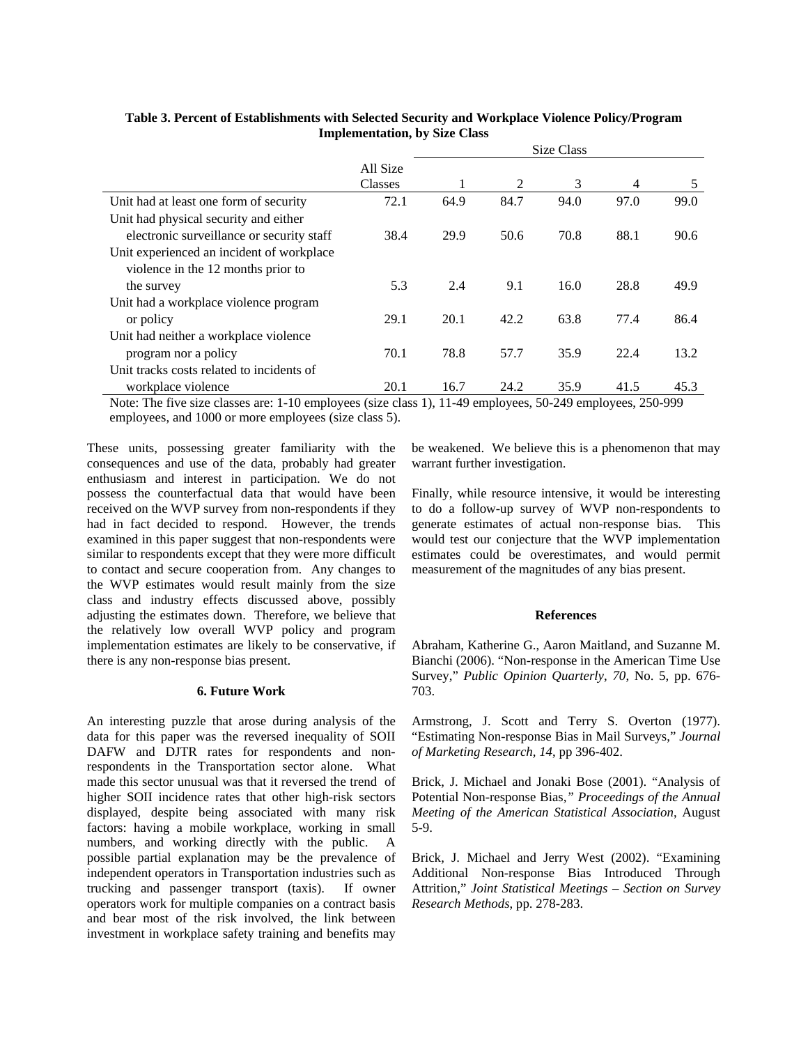**Table 3. Percent of Establishments with Selected Security and Workplace Violence Policy/Program Implementation, by Size Class**

| | All Size Classes | Size Class 1 | 2 | 3 | 4 | 5 |
|---|---|---|---|---|---|---|
| Unit had at least one form of security | 72.1 | 64.9 | 84.7 | 94.0 | 97.0 | 99.0 |
| Unit had physical security and either electronic surveillance or security staff | 38.4 | 29.9 | 50.6 | 70.8 | 88.1 | 90.6 |
| Unit experienced an incident of workplace violence in the 12 months prior to the survey | 5.3 | 2.4 | 9.1 | 16.0 | 28.8 | 49.9 |
| Unit had a workplace violence program or policy | 29.1 | 20.1 | 42.2 | 63.8 | 77.4 | 86.4 |
| Unit had neither a workplace violence program nor a policy | 70.1 | 78.8 | 57.7 | 35.9 | 22.4 | 13.2 |
| Unit tracks costs related to incidents of workplace violence | 20.1 | 16.7 | 24.2 | 35.9 | 41.5 | 45.3 |

Note: The five size classes are: 1-10 employees (size class 1), 11-49 employees, 50-249 employees, 250-999 employees, and 1000 or more employees (size class 5).

These units, possessing greater familiarity with the consequences and use of the data, probably had greater enthusiasm and interest in participation. We do not possess the counterfactual data that would have been received on the WVP survey from non-respondents if they had in fact decided to respond. However, the trends examined in this paper suggest that non-respondents were similar to respondents except that they were more difficult to contact and secure cooperation from. Any changes to the WVP estimates would result mainly from the size class and industry effects discussed above, possibly adjusting the estimates down. Therefore, we believe that the relatively low overall WVP policy and program implementation estimates are likely to be conservative, if there is any non-response bias present.

## 6. Future Work

An interesting puzzle that arose during analysis of the data for this paper was the reversed inequality of SOII DAFW and DJTR rates for respondents and non-respondents in the Transportation sector alone. What made this sector unusual was that it reversed the trend of higher SOII incidence rates that other high-risk sectors displayed, despite being associated with many risk factors: having a mobile workplace, working in small numbers, and working directly with the public. A possible partial explanation may be the prevalence of independent operators in Transportation industries such as trucking and passenger transport (taxis). If owner operators work for multiple companies on a contract basis and bear most of the risk involved, the link between investment in workplace safety training and benefits may be weakened. We believe this is a phenomenon that may warrant further investigation.

Finally, while resource intensive, it would be interesting to do a follow-up survey of WVP non-respondents to generate estimates of actual non-response bias. This would test our conjecture that the WVP implementation estimates could be overestimates, and would permit measurement of the magnitudes of any bias present.

## References

Abraham, Katherine G., Aaron Maitland, and Suzanne M. Bianchi (2006). "Non-response in the American Time Use Survey," *Public Opinion Quarterly*, *70*, No. 5, pp. 676-703.

Armstrong, J. Scott and Terry S. Overton (1977). "Estimating Non-response Bias in Mail Surveys," *Journal of Marketing Research*, *14*, pp 396-402.

Brick, J. Michael and Jonaki Bose (2001). "Analysis of Potential Non-response Bias," *Proceedings of the Annual Meeting of the American Statistical Association*, August 5-9.

Brick, J. Michael and Jerry West (2002). "Examining Additional Non-response Bias Introduced Through Attrition," *Joint Statistical Meetings – Section on Survey Research Methods*, pp. 278-283.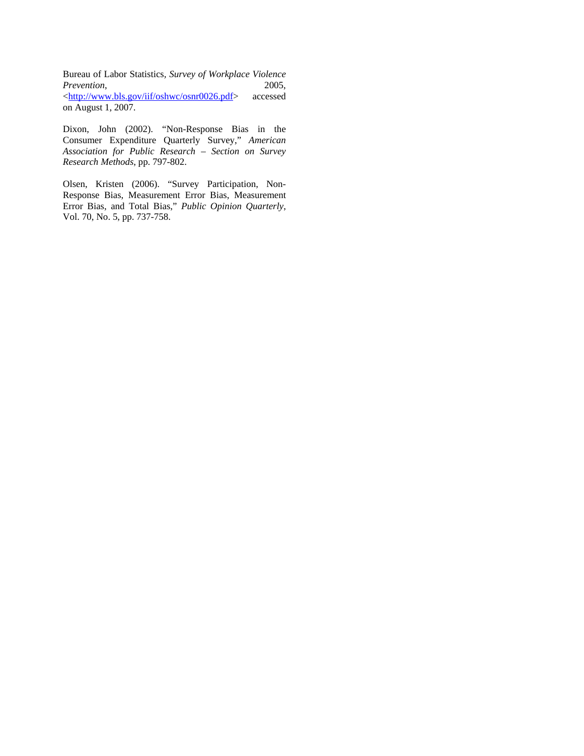Bureau of Labor Statistics, *Survey of Workplace Violence Prevention*, 2005, <http://www.bls.gov/iif/oshwc/osnr0026.pdf> accessed on August 1, 2007.

Dixon, John (2002). "Non-Response Bias in the Consumer Expenditure Quarterly Survey," *American Association for Public Research – Section on Survey Research Methods*, pp. 797-802.

Olsen, Kristen (2006). "Survey Participation, Non-Response Bias, Measurement Error Bias, Measurement Error Bias, and Total Bias," *Public Opinion Quarterly*, Vol. 70, No. 5, pp. 737-758.